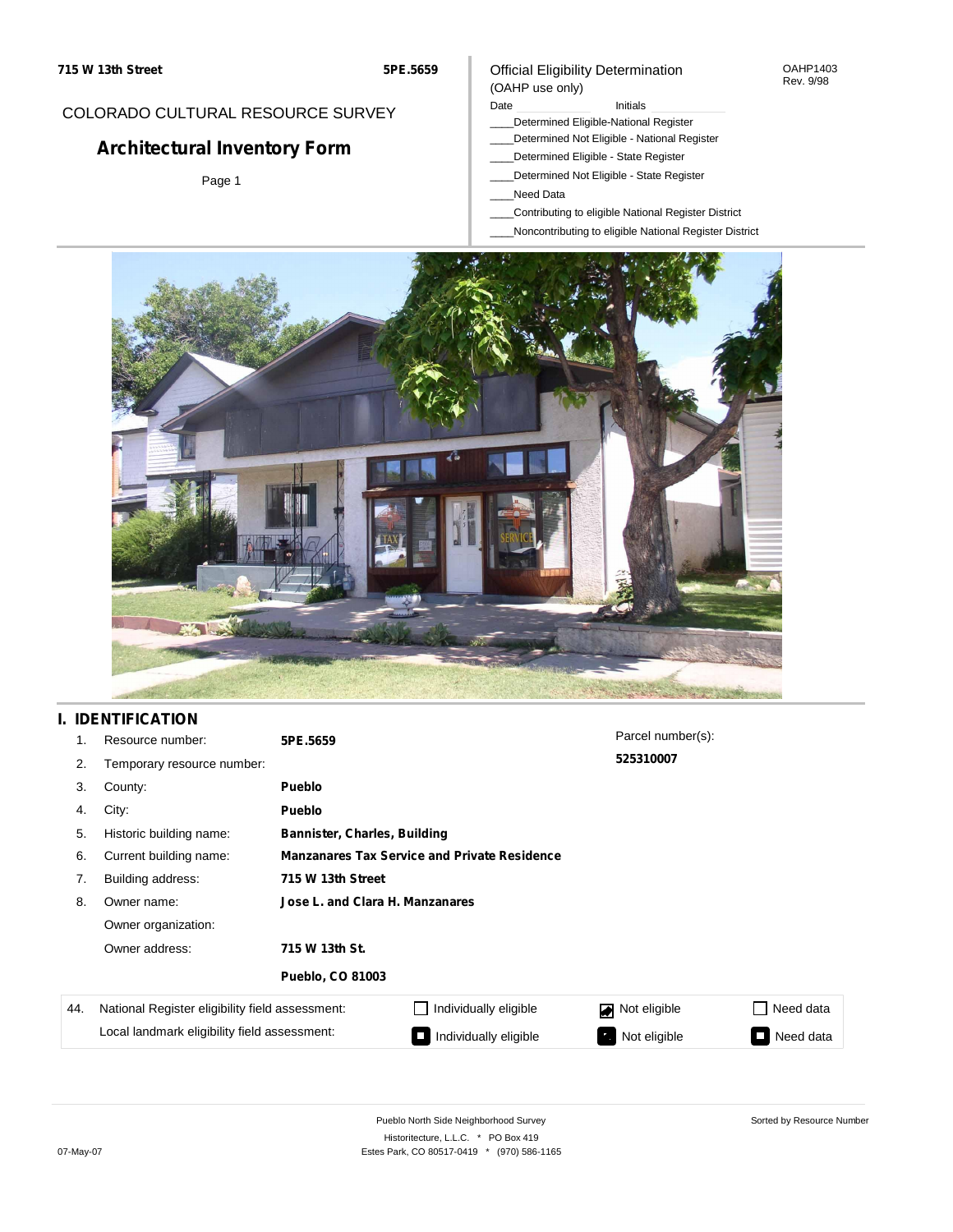715 W 13th Street | 5PE.5659

COLORADO CULTURAL RESOURCE SURVEY

# Architectural Inventory Form

Official Eligibility Determination
(OAHP use only)

OAHP1403
Rev. 9/98

Date ____________ Initials ____________

____Determined Eligible-National Register
____Determined Not Eligible - National Register
____Determined Eligible - State Register
____Determined Not Eligible - State Register
____Need Data
____Contributing to eligible National Register District
____Noncontributing to eligible National Register District

## I. IDENTIFICATION

| | | |
|---|---|---|
| 1. | Resource number: | **5PE.5659** |
| 2. | Temporary resource number: | |
| 3. | County: | **Pueblo** |
| 4. | City: | **Pueblo** |
| 5. | Historic building name: | **Bannister, Charles, Building** |
| 6. | Current building name: | **Manzanares Tax Service and Private Residence** |
| 7. | Building address: | **715 W 13th Street** |
| 8. | Owner name: | **Jose L. and Clara H. Manzanares** |
| | Owner organization: | |
| | Owner address: | **715 W 13th St.** |
| | | **Pueblo, CO 81003** |

Parcel number(s):
**525310007**

| 44. | | | | |
|---|---|---|---|---|
| | National Register eligibility field assessment: | ☐ Individually eligible | ☑ Not eligible | ☐ Need data |
| | Local landmark eligibility field assessment: | ☐ Individually eligible | ☐ Not eligible | ☐ Need data |

Pueblo North Side Neighborhood Survey
Historitecture, L.L.C. * PO Box 419
Estes Park, CO 80517-0419 * (970) 586-1165

Sorted by Resource Number

07-May-07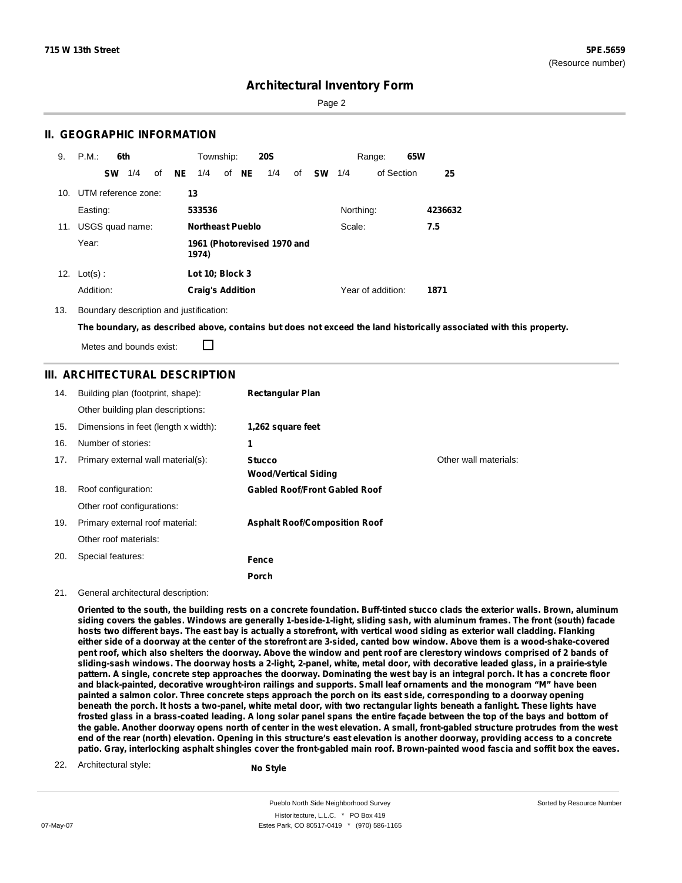## II. GEOGRAPHIC INFORMATION

9. P.M.: **6th** Township: **20S** Range: **65W**

**SW** 1/4 of **NE** 1/4 of **NE** 1/4 of **SW** 1/4 of Section **25**

10. UTM reference zone: **13**

Easting: **533536** Northing: **4236632**

11. USGS quad name: **Northeast Pueblo** Scale: **7.5**

Year: **1961 (Photorevised 1970 and 1974)**

12. Lot(s) : **Lot 10; Block 3**

Addition: **Craig's Addition** Year of addition: **1871**

13. Boundary description and justification:

**The boundary, as described above, contains but does not exceed the land historically associated with this property.**

Metes and bounds exist: ☐

## III. ARCHITECTURAL DESCRIPTION

14. Building plan (footprint, shape): **Rectangular Plan**

Other building plan descriptions:

15. Dimensions in feet (length x width): **1,262 square feet**

16. Number of stories: **1**

17. Primary external wall material(s): **Stucco**, **Wood/Vertical Siding** Other wall materials:

18. Roof configuration: **Gabled Roof/Front Gabled Roof**

Other roof configurations:

19. Primary external roof material: **Asphalt Roof/Composition Roof**

Other roof materials:

20. Special features: **Fence**, **Porch**

21. General architectural description:

**Oriented to the south, the building rests on a concrete foundation. Buff-tinted stucco clads the exterior walls. Brown, aluminum siding covers the gables. Windows are generally 1-beside-1-light, sliding sash, with aluminum frames. The front (south) facade hosts two different bays. The east bay is actually a storefront, with vertical wood siding as exterior wall cladding. Flanking either side of a doorway at the center of the storefront are 3-sided, canted bow window. Above them is a wood-shake-covered pent roof, which also shelters the doorway. Above the window and pent roof are clerestory windows comprised of 2 bands of sliding-sash windows. The doorway hosts a 2-light, 2-panel, white, metal door, with decorative leaded glass, in a prairie-style pattern. A single, concrete step approaches the doorway. Dominating the west bay is an integral porch. It has a concrete floor and black-painted, decorative wrought-iron railings and supports. Small leaf ornaments and the monogram "M" have been painted a salmon color. Three concrete steps approach the porch on its east side, corresponding to a doorway opening beneath the porch. It hosts a two-panel, white metal door, with two rectangular lights beneath a fanlight. These lights have frosted glass in a brass-coated leading. A long solar panel spans the entire façade between the top of the bays and bottom of the gable. Another doorway opens north of center in the west elevation. A small, front-gabled structure protrudes from the west end of the rear (north) elevation. Opening in this structure's east elevation is another doorway, providing access to a concrete patio. Gray, interlocking asphalt shingles cover the front-gabled main roof. Brown-painted wood fascia and soffit box the eaves.**

22. Architectural style: **No Style**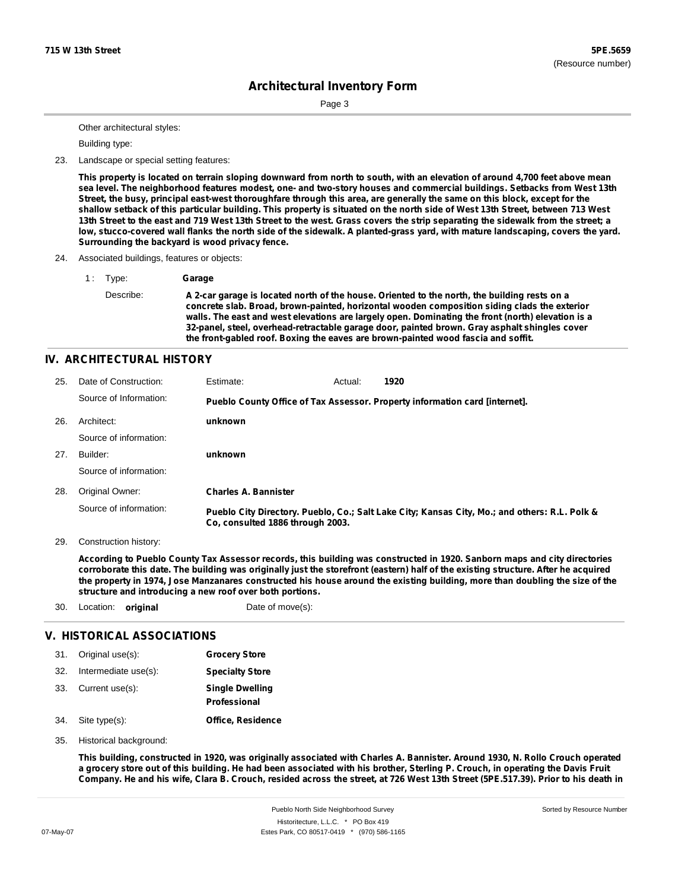Other architectural styles:

Building type:

23. Landscape or special setting features:

**This property is located on terrain sloping downward from north to south, with an elevation of around 4,700 feet above mean sea level. The neighborhood features modest, one- and two-story houses and commercial buildings. Setbacks from West 13th Street, the busy, principal east-west thoroughfare through this area, are generally the same on this block, except for the shallow setback of this particular building. This property is situated on the north side of West 13th Street, between 713 West 13th Street to the east and 719 West 13th Street to the west. Grass covers the strip separating the sidewalk from the street; a low, stucco-covered wall flanks the north side of the sidewalk. A planted-grass yard, with mature landscaping, covers the yard. Surrounding the backyard is wood privacy fence.**

24. Associated buildings, features or objects:

1 : Type: **Garage**

Describe: **A 2-car garage is located north of the house. Oriented to the north, the building rests on a concrete slab. Broad, brown-painted, horizontal wooden composition siding clads the exterior walls. The east and west elevations are largely open. Dominating the front (north) elevation is a 32-panel, steel, overhead-retractable garage door, painted brown. Gray asphalt shingles cover the front-gabled roof. Boxing the eaves are brown-painted wood fascia and soffit.**

## IV. ARCHITECTURAL HISTORY

25. Date of Construction: Estimate: Actual: **1920**

Source of Information: **Pueblo County Office of Tax Assessor. Property information card [internet].**

26. Architect: **unknown**

Source of information:

27. Builder: **unknown**

Source of information:

28. Original Owner: **Charles A. Bannister**

Source of information: **Pueblo City Directory. Pueblo, Co.; Salt Lake City; Kansas City, Mo.; and others: R.L. Polk & Co, consulted 1886 through 2003.**

29. Construction history:

**According to Pueblo County Tax Assessor records, this building was constructed in 1920. Sanborn maps and city directories corroborate this date. The building was originally just the storefront (eastern) half of the existing structure. After he acquired the property in 1974, Jose Manzanares constructed his house around the existing building, more than doubling the size of the structure and introducing a new roof over both portions.**

30. Location: **original** Date of move(s):

## V. HISTORICAL ASSOCIATIONS

31. Original use(s): **Grocery Store**
32. Intermediate use(s): **Specialty Store**
33. Current use(s): **Single Dwelling**
    **Professional**
34. Site type(s): **Office, Residence**
35. Historical background:

**This building, constructed in 1920, was originally associated with Charles A. Bannister. Around 1930, N. Rollo Crouch operated a grocery store out of this building. He had been associated with his brother, Sterling P. Crouch, in operating the Davis Fruit Company. He and his wife, Clara B. Crouch, resided across the street, at 726 West 13th Street (5PE.517.39). Prior to his death in**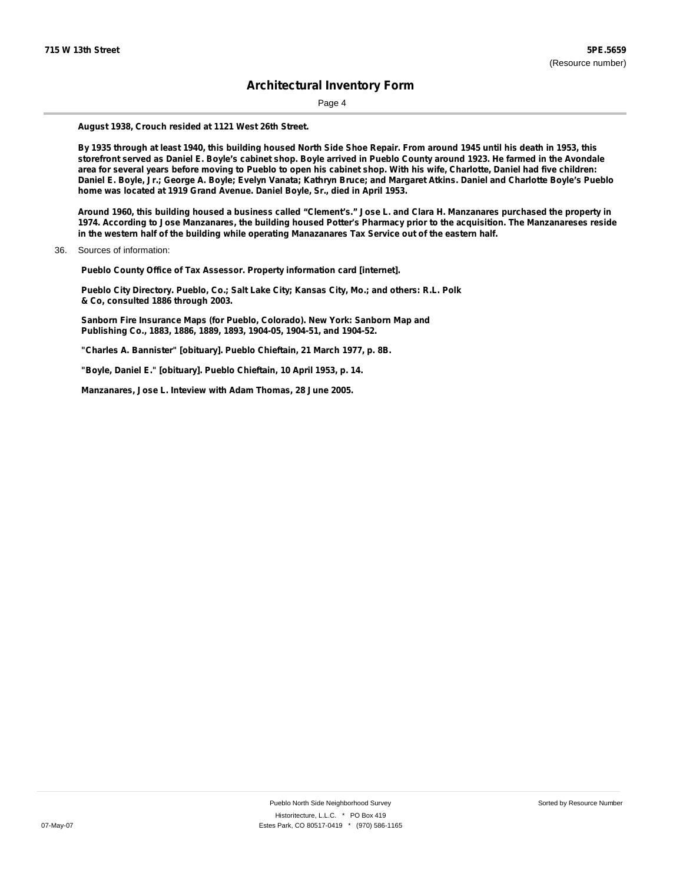August 1938, Crouch resided at 1121 West 26th Street.

By 1935 through at least 1940, this building housed North Side Shoe Repair. From around 1945 until his death in 1953, this storefront served as Daniel E. Boyle's cabinet shop. Boyle arrived in Pueblo County around 1923. He farmed in the Avondale area for several years before moving to Pueblo to open his cabinet shop. With his wife, Charlotte, Daniel had five children: Daniel E. Boyle, Jr.; George A. Boyle; Evelyn Vanata; Kathryn Bruce; and Margaret Atkins. Daniel and Charlotte Boyle's Pueblo home was located at 1919 Grand Avenue. Daniel Boyle, Sr., died in April 1953.

Around 1960, this building housed a business called "Clement's." Jose L. and Clara H. Manzanares purchased the property in 1974. According to Jose Manzanares, the building housed Potter's Pharmacy prior to the acquisition. The Manzanareses reside in the western half of the building while operating Manazanares Tax Service out of the eastern half.

36. Sources of information:

Pueblo County Office of Tax Assessor. Property information card [internet].

Pueblo City Directory. Pueblo, Co.; Salt Lake City; Kansas City, Mo.; and others: R.L. Polk & Co, consulted 1886 through 2003.

Sanborn Fire Insurance Maps (for Pueblo, Colorado). New York: Sanborn Map and Publishing Co., 1883, 1886, 1889, 1893, 1904-05, 1904-51, and 1904-52.

"Charles A. Bannister" [obituary]. Pueblo Chieftain, 21 March 1977, p. 8B.

"Boyle, Daniel E." [obituary]. Pueblo Chieftain, 10 April 1953, p. 14.

Manzanares, Jose L. Inteview with Adam Thomas, 28 June 2005.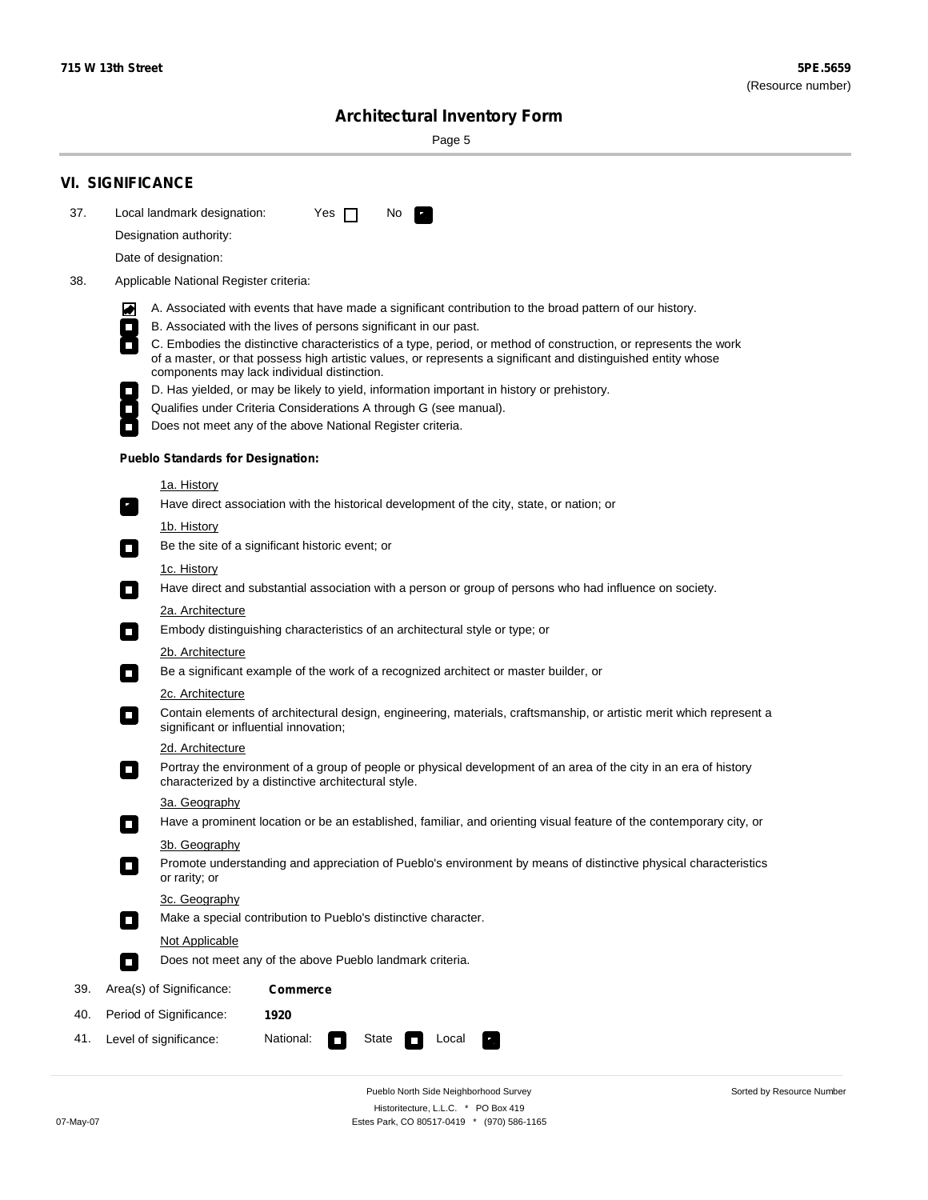715 W 13th Street

5PE.5659
(Resource number)

# Architectural Inventory Form

## VI. SIGNIFICANCE

37. Local landmark designation: Yes ☐ No ☒

Designation authority:

Date of designation:

38. Applicable National Register criteria:

- ☒ A. Associated with events that have made a significant contribution to the broad pattern of our history.
- ☐ B. Associated with the lives of persons significant in our past.
- ☐ C. Embodies the distinctive characteristics of a type, period, or method of construction, or represents the work of a master, or that possess high artistic values, or represents a significant and distinguished entity whose components may lack individual distinction.
- ☐ D. Has yielded, or may be likely to yield, information important in history or prehistory.
- ☐ Qualifies under Criteria Considerations A through G (see manual).
- ☐ Does not meet any of the above National Register criteria.

**Pueblo Standards for Designation:**

1a. History
- ☒ Have direct association with the historical development of the city, state, or nation; or

1b. History
- ☐ Be the site of a significant historic event; or

1c. History
- ☐ Have direct and substantial association with a person or group of persons who had influence on society.

2a. Architecture
- ☐ Embody distinguishing characteristics of an architectural style or type; or

2b. Architecture
- ☐ Be a significant example of the work of a recognized architect or master builder, or

2c. Architecture
- ☐ Contain elements of architectural design, engineering, materials, craftsmanship, or artistic merit which represent a significant or influential innovation;

2d. Architecture
- ☐ Portray the environment of a group of people or physical development of an area of the city in an era of history characterized by a distinctive architectural style.

3a. Geography
- ☐ Have a prominent location or be an established, familiar, and orienting visual feature of the contemporary city, or

3b. Geography
- ☐ Promote understanding and appreciation of Pueblo's environment by means of distinctive physical characteristics or rarity; or

3c. Geography
- ☐ Make a special contribution to Pueblo's distinctive character.

Not Applicable
- ☐ Does not meet any of the above Pueblo landmark criteria.

39. Area(s) of Significance: **Commerce**

40. Period of Significance: **1920**

41. Level of significance: National: ☐ State ☐ Local ☒

Pueblo North Side Neighborhood Survey
Historitecture, L.L.C. * PO Box 419
Estes Park, CO 80517-0419 * (970) 586-1165

07-May-07

Sorted by Resource Number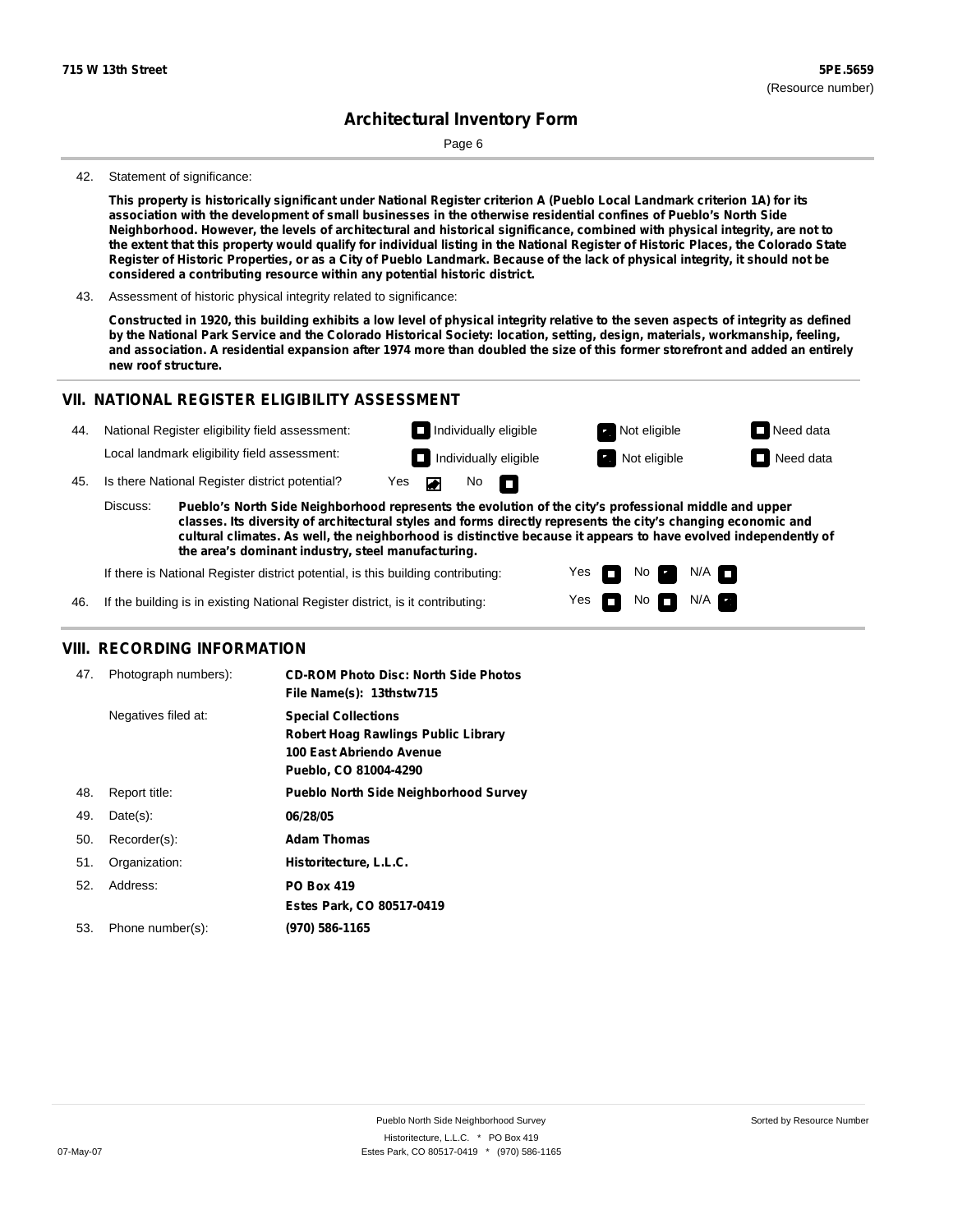42. Statement of significance:

**This property is historically significant under National Register criterion A (Pueblo Local Landmark criterion 1A) for its association with the development of small businesses in the otherwise residential confines of Pueblo's North Side Neighborhood. However, the levels of architectural and historical significance, combined with physical integrity, are not to the extent that this property would qualify for individual listing in the National Register of Historic Places, the Colorado State Register of Historic Properties, or as a City of Pueblo Landmark. Because of the lack of physical integrity, it should not be considered a contributing resource within any potential historic district.**

43. Assessment of historic physical integrity related to significance:

**Constructed in 1920, this building exhibits a low level of physical integrity relative to the seven aspects of integrity as defined by the National Park Service and the Colorado Historical Society: location, setting, design, materials, workmanship, feeling, and association. A residential expansion after 1974 more than doubled the size of this former storefront and added an entirely new roof structure.**

## VII. NATIONAL REGISTER ELIGIBILITY ASSESSMENT

44. National Register eligibility field assessment: ☐ Individually eligible ☑ Not eligible ☐ Need data

Local landmark eligibility field assessment: ☐ Individually eligible ☑ Not eligible ☐ Need data

45. Is there National Register district potential? Yes ☑ No ☐

Discuss: **Pueblo's North Side Neighborhood represents the evolution of the city's professional middle and upper classes. Its diversity of architectural styles and forms directly represents the city's changing economic and cultural climates. As well, the neighborhood is distinctive because it appears to have evolved independently of the area's dominant industry, steel manufacturing.**

If there is National Register district potential, is this building contributing: Yes ☐ No ☑ N/A ☐

46. If the building is in existing National Register district, is it contributing: Yes ☐ No ☐ N/A ☑

## VIII. RECORDING INFORMATION

47. Photograph numbers): **CD-ROM Photo Disc: North Side Photos**
**File Name(s): 13thstw715**

Negatives filed at: **Special Collections**
**Robert Hoag Rawlings Public Library**
**100 East Abriendo Avenue**
**Pueblo, CO 81004-4290**

48. Report title: **Pueblo North Side Neighborhood Survey**

49. Date(s): **06/28/05**

50. Recorder(s): **Adam Thomas**

51. Organization: **Historitecture, L.L.C.**

52. Address: **PO Box 419**
**Estes Park, CO 80517-0419**

53. Phone number(s): **(970) 586-1165**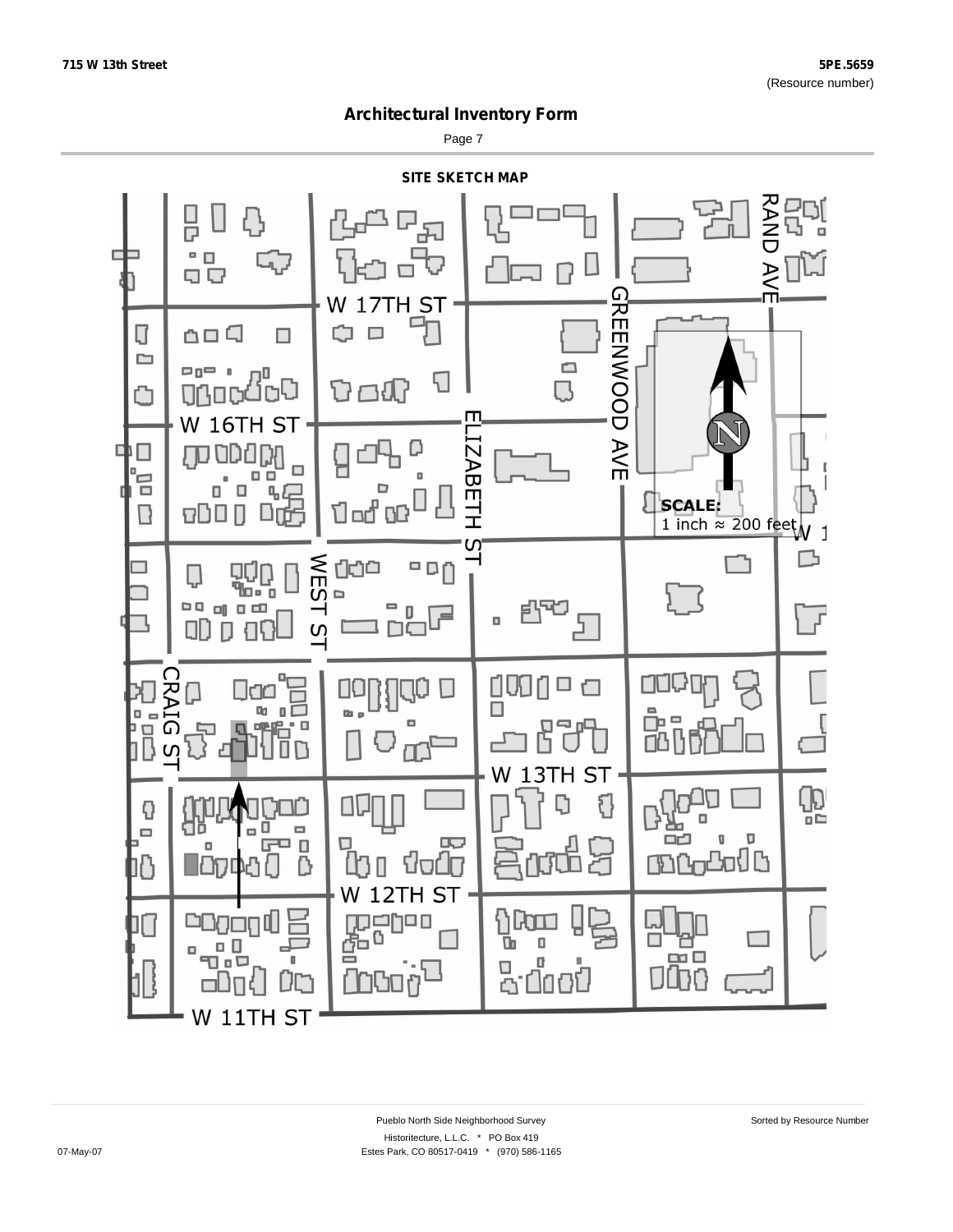# Architectural Inventory Form

## SITE SKETCH MAP

W 17TH ST

W 16TH ST

W 13TH ST

W 12TH ST

W 11TH ST

CRAIG ST

WEST ST

ELIZABETH ST

GREENWOOD AVE

RAND AVE

SCALE:
1 inch ≈ 200 feet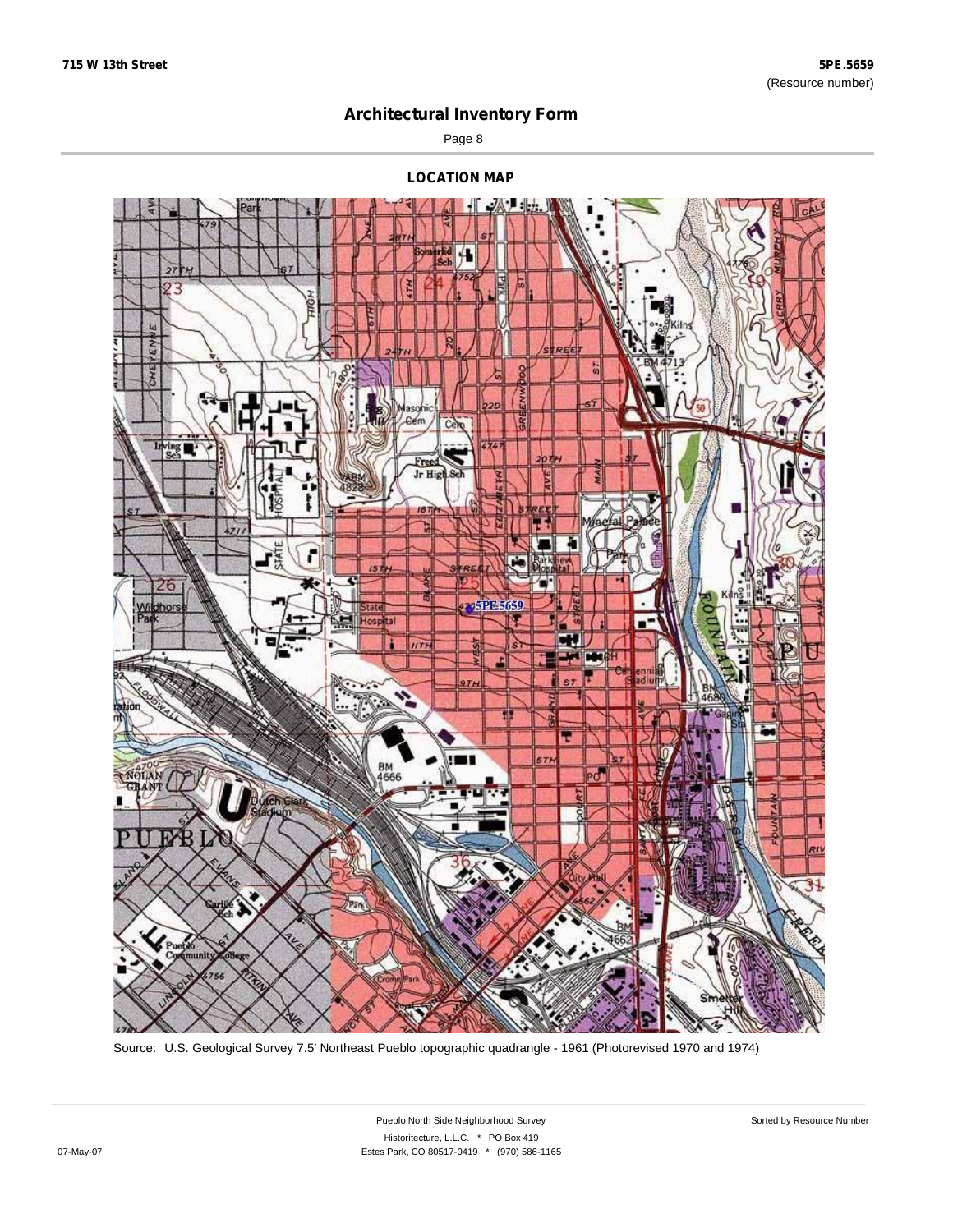715 W 13th Street

5PE.5659
(Resource number)

# Architectural Inventory Form

## LOCATION MAP

Source: U.S. Geological Survey 7.5' Northeast Pueblo topographic quadrangle - 1961 (Photorevised 1970 and 1974)

Pueblo North Side Neighborhood Survey
Historitecture, L.L.C. * PO Box 419
Estes Park, CO 80517-0419 * (970) 586-1165